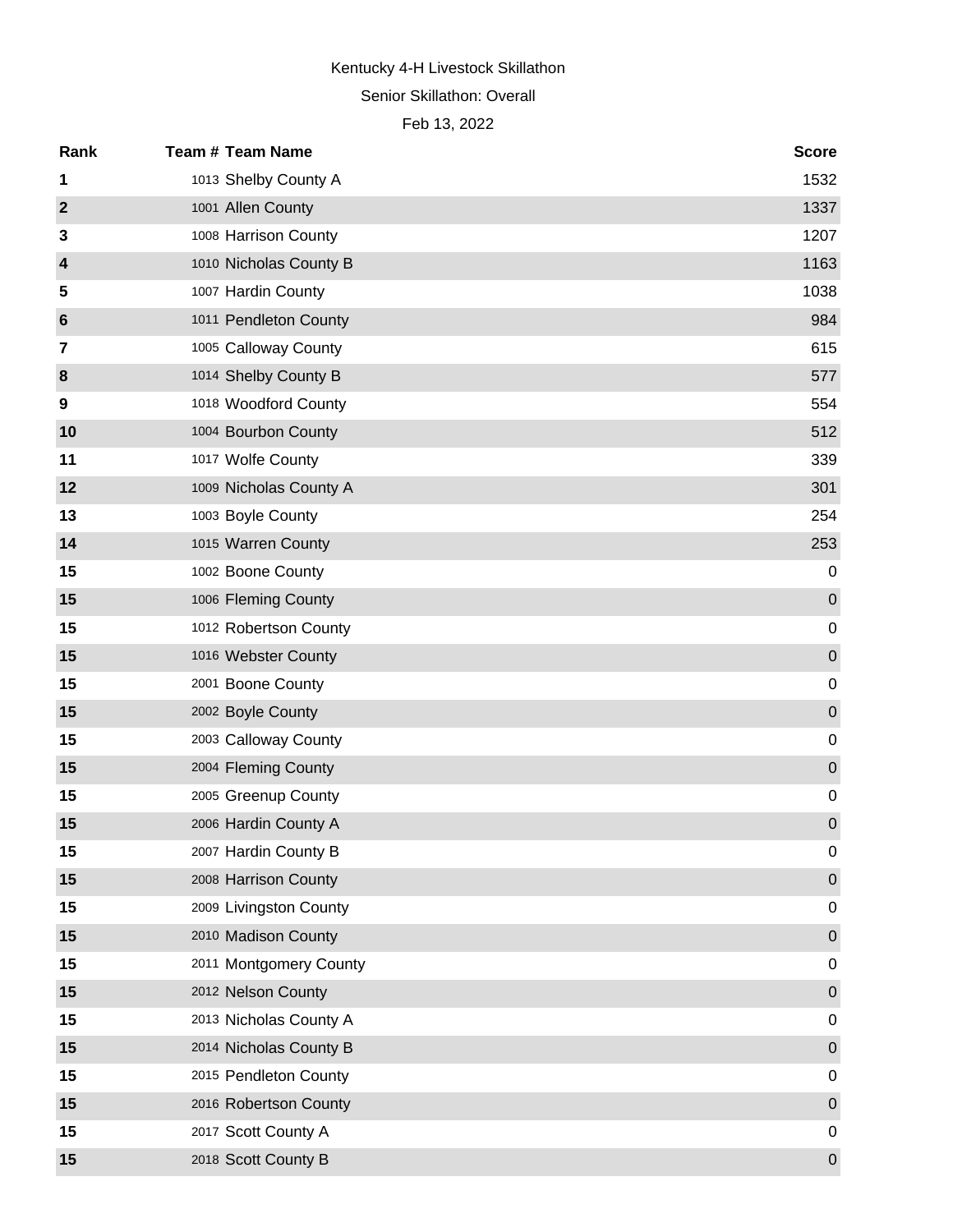Kentucky 4-H Livestock Skillathon

Senior Skillathon: Overall

Feb 13, 2022

| Rank | Team # | Team Name | Score |
|---|---|---|---|
| 1 | 1013 | Shelby County A | 1532 |
| 2 | 1001 | Allen County | 1337 |
| 3 | 1008 | Harrison County | 1207 |
| 4 | 1010 | Nicholas County B | 1163 |
| 5 | 1007 | Hardin County | 1038 |
| 6 | 1011 | Pendleton County | 984 |
| 7 | 1005 | Calloway County | 615 |
| 8 | 1014 | Shelby County B | 577 |
| 9 | 1018 | Woodford County | 554 |
| 10 | 1004 | Bourbon County | 512 |
| 11 | 1017 | Wolfe County | 339 |
| 12 | 1009 | Nicholas County A | 301 |
| 13 | 1003 | Boyle County | 254 |
| 14 | 1015 | Warren County | 253 |
| 15 | 1002 | Boone County | 0 |
| 15 | 1006 | Fleming County | 0 |
| 15 | 1012 | Robertson County | 0 |
| 15 | 1016 | Webster County | 0 |
| 15 | 2001 | Boone County | 0 |
| 15 | 2002 | Boyle County | 0 |
| 15 | 2003 | Calloway County | 0 |
| 15 | 2004 | Fleming County | 0 |
| 15 | 2005 | Greenup County | 0 |
| 15 | 2006 | Hardin County A | 0 |
| 15 | 2007 | Hardin County B | 0 |
| 15 | 2008 | Harrison County | 0 |
| 15 | 2009 | Livingston County | 0 |
| 15 | 2010 | Madison County | 0 |
| 15 | 2011 | Montgomery County | 0 |
| 15 | 2012 | Nelson County | 0 |
| 15 | 2013 | Nicholas County A | 0 |
| 15 | 2014 | Nicholas County B | 0 |
| 15 | 2015 | Pendleton County | 0 |
| 15 | 2016 | Robertson County | 0 |
| 15 | 2017 | Scott County A | 0 |
| 15 | 2018 | Scott County B | 0 |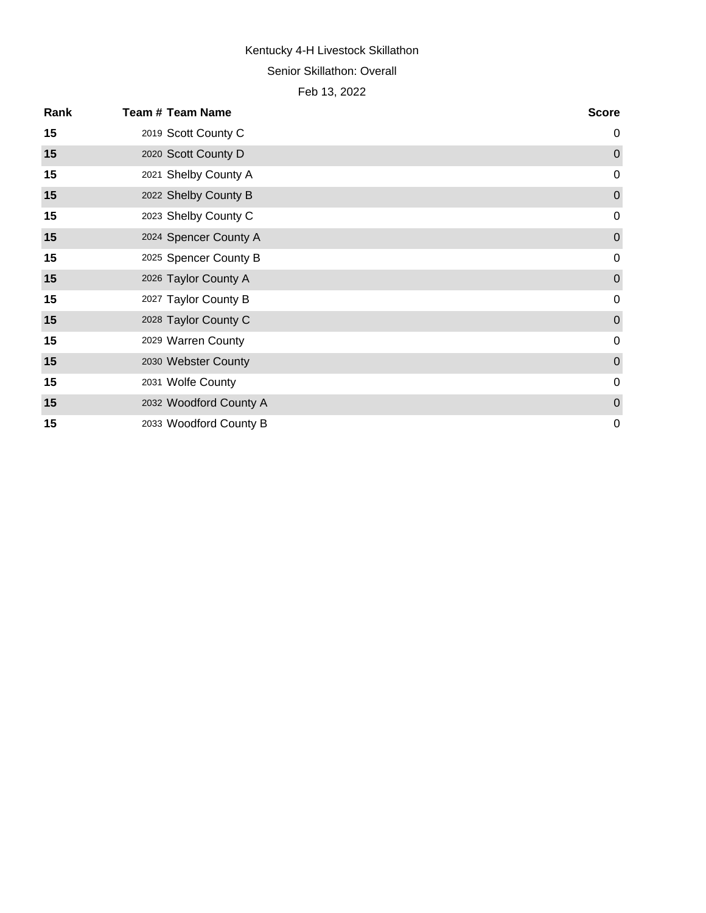Kentucky 4-H Livestock Skillathon

Senior Skillathon: Overall

Feb 13, 2022

| Rank | Team # | Team Name | Score |
|---|---|---|---|
| **15** | 2019 | Scott County C | 0 |
| **15** | 2020 | Scott County D | 0 |
| **15** | 2021 | Shelby County A | 0 |
| **15** | 2022 | Shelby County B | 0 |
| **15** | 2023 | Shelby County C | 0 |
| **15** | 2024 | Spencer County A | 0 |
| **15** | 2025 | Spencer County B | 0 |
| **15** | 2026 | Taylor County A | 0 |
| **15** | 2027 | Taylor County B | 0 |
| **15** | 2028 | Taylor County C | 0 |
| **15** | 2029 | Warren County | 0 |
| **15** | 2030 | Webster County | 0 |
| **15** | 2031 | Wolfe County | 0 |
| **15** | 2032 | Woodford County A | 0 |
| **15** | 2033 | Woodford County B | 0 |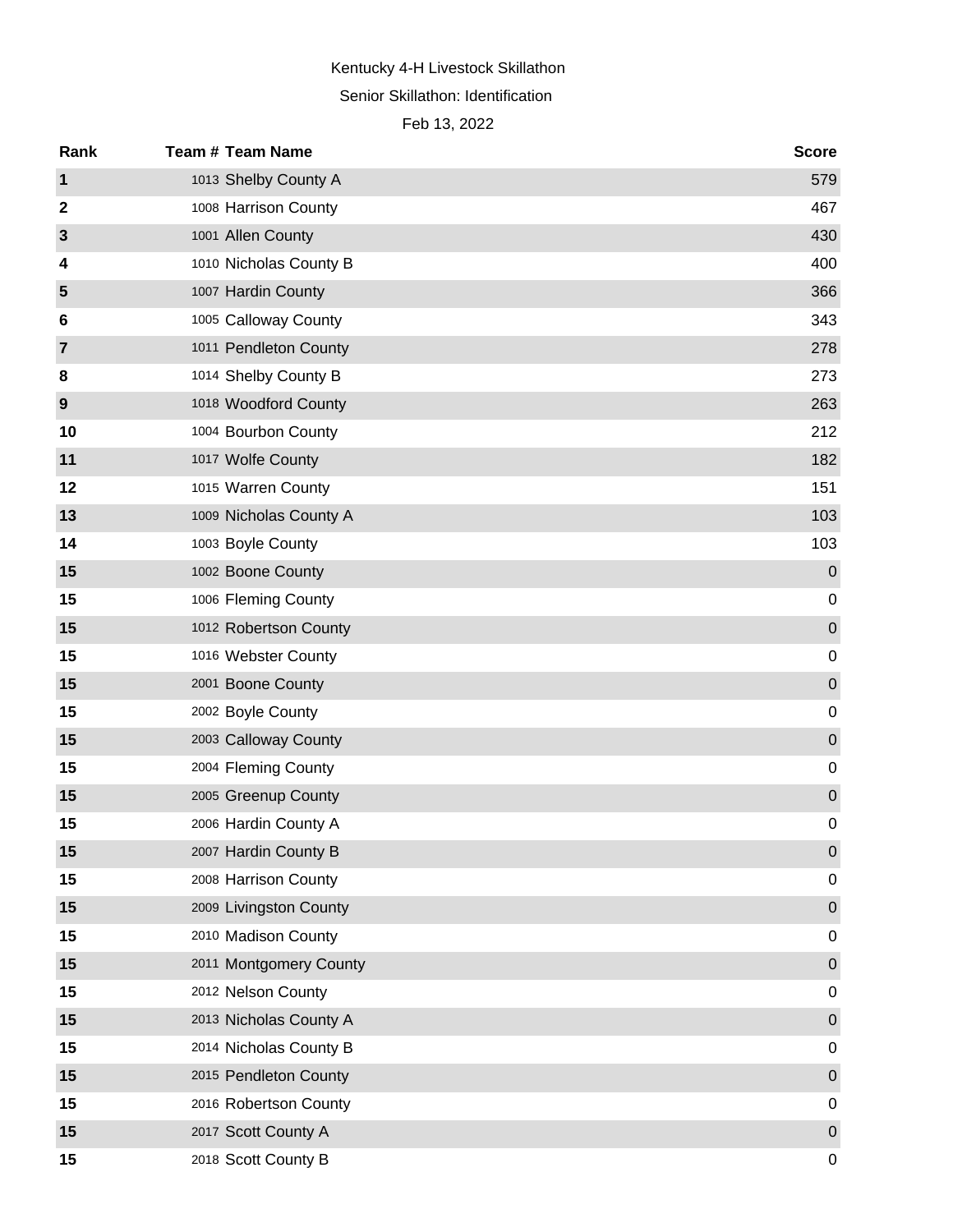Kentucky 4-H Livestock Skillathon

Senior Skillathon: Identification

Feb 13, 2022

| Rank | Team # | Team Name | Score |
|---|---|---|---|
| 1 | 1013 | Shelby County A | 579 |
| 2 | 1008 | Harrison County | 467 |
| 3 | 1001 | Allen County | 430 |
| 4 | 1010 | Nicholas County B | 400 |
| 5 | 1007 | Hardin County | 366 |
| 6 | 1005 | Calloway County | 343 |
| 7 | 1011 | Pendleton County | 278 |
| 8 | 1014 | Shelby County B | 273 |
| 9 | 1018 | Woodford County | 263 |
| 10 | 1004 | Bourbon County | 212 |
| 11 | 1017 | Wolfe County | 182 |
| 12 | 1015 | Warren County | 151 |
| 13 | 1009 | Nicholas County A | 103 |
| 14 | 1003 | Boyle County | 103 |
| 15 | 1002 | Boone County | 0 |
| 15 | 1006 | Fleming County | 0 |
| 15 | 1012 | Robertson County | 0 |
| 15 | 1016 | Webster County | 0 |
| 15 | 2001 | Boone County | 0 |
| 15 | 2002 | Boyle County | 0 |
| 15 | 2003 | Calloway County | 0 |
| 15 | 2004 | Fleming County | 0 |
| 15 | 2005 | Greenup County | 0 |
| 15 | 2006 | Hardin County A | 0 |
| 15 | 2007 | Hardin County B | 0 |
| 15 | 2008 | Harrison County | 0 |
| 15 | 2009 | Livingston County | 0 |
| 15 | 2010 | Madison County | 0 |
| 15 | 2011 | Montgomery County | 0 |
| 15 | 2012 | Nelson County | 0 |
| 15 | 2013 | Nicholas County A | 0 |
| 15 | 2014 | Nicholas County B | 0 |
| 15 | 2015 | Pendleton County | 0 |
| 15 | 2016 | Robertson County | 0 |
| 15 | 2017 | Scott County A | 0 |
| 15 | 2018 | Scott County B | 0 |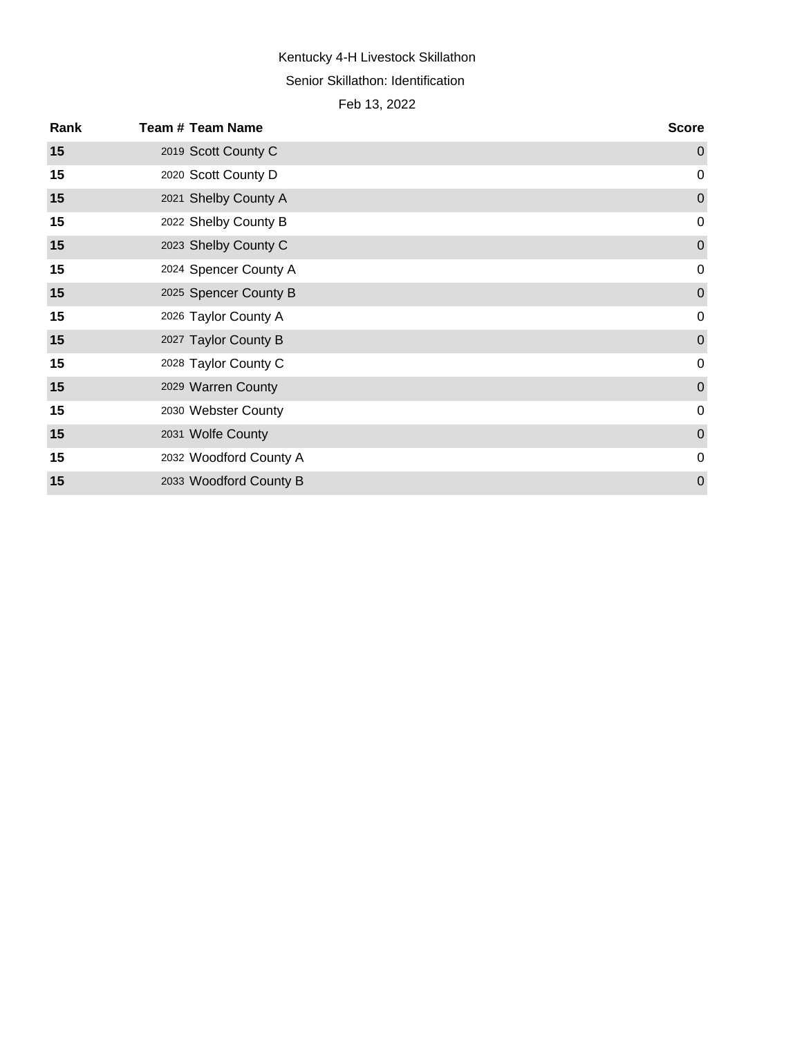Kentucky 4-H Livestock Skillathon

Senior Skillathon: Identification

Feb 13, 2022

| Rank | Team # | Team Name | Score |
|---|---|---|---|
| **15** | 2019 | Scott County C | 0 |
| **15** | 2020 | Scott County D | 0 |
| **15** | 2021 | Shelby County A | 0 |
| **15** | 2022 | Shelby County B | 0 |
| **15** | 2023 | Shelby County C | 0 |
| **15** | 2024 | Spencer County A | 0 |
| **15** | 2025 | Spencer County B | 0 |
| **15** | 2026 | Taylor County A | 0 |
| **15** | 2027 | Taylor County B | 0 |
| **15** | 2028 | Taylor County C | 0 |
| **15** | 2029 | Warren County | 0 |
| **15** | 2030 | Webster County | 0 |
| **15** | 2031 | Wolfe County | 0 |
| **15** | 2032 | Woodford County A | 0 |
| **15** | 2033 | Woodford County B | 0 |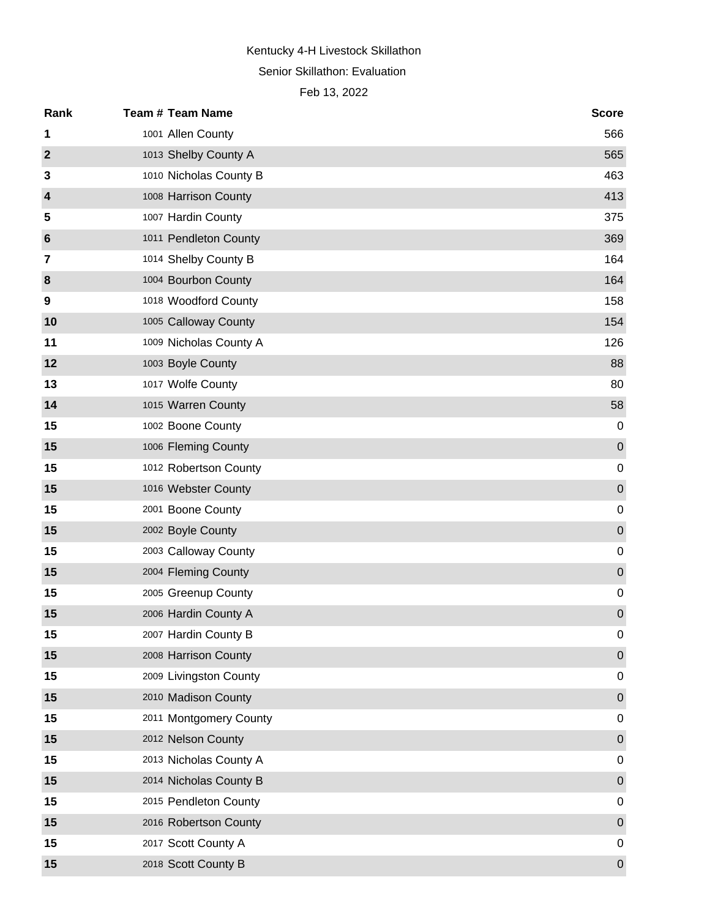Kentucky 4-H Livestock Skillathon

Senior Skillathon: Evaluation

Feb 13, 2022

| Rank | Team # | Team Name | Score |
|---|---|---|---|
| 1 | 1001 | Allen County | 566 |
| 2 | 1013 | Shelby County A | 565 |
| 3 | 1010 | Nicholas County B | 463 |
| 4 | 1008 | Harrison County | 413 |
| 5 | 1007 | Hardin County | 375 |
| 6 | 1011 | Pendleton County | 369 |
| 7 | 1014 | Shelby County B | 164 |
| 8 | 1004 | Bourbon County | 164 |
| 9 | 1018 | Woodford County | 158 |
| 10 | 1005 | Calloway County | 154 |
| 11 | 1009 | Nicholas County A | 126 |
| 12 | 1003 | Boyle County | 88 |
| 13 | 1017 | Wolfe County | 80 |
| 14 | 1015 | Warren County | 58 |
| 15 | 1002 | Boone County | 0 |
| 15 | 1006 | Fleming County | 0 |
| 15 | 1012 | Robertson County | 0 |
| 15 | 1016 | Webster County | 0 |
| 15 | 2001 | Boone County | 0 |
| 15 | 2002 | Boyle County | 0 |
| 15 | 2003 | Calloway County | 0 |
| 15 | 2004 | Fleming County | 0 |
| 15 | 2005 | Greenup County | 0 |
| 15 | 2006 | Hardin County A | 0 |
| 15 | 2007 | Hardin County B | 0 |
| 15 | 2008 | Harrison County | 0 |
| 15 | 2009 | Livingston County | 0 |
| 15 | 2010 | Madison County | 0 |
| 15 | 2011 | Montgomery County | 0 |
| 15 | 2012 | Nelson County | 0 |
| 15 | 2013 | Nicholas County A | 0 |
| 15 | 2014 | Nicholas County B | 0 |
| 15 | 2015 | Pendleton County | 0 |
| 15 | 2016 | Robertson County | 0 |
| 15 | 2017 | Scott County A | 0 |
| 15 | 2018 | Scott County B | 0 |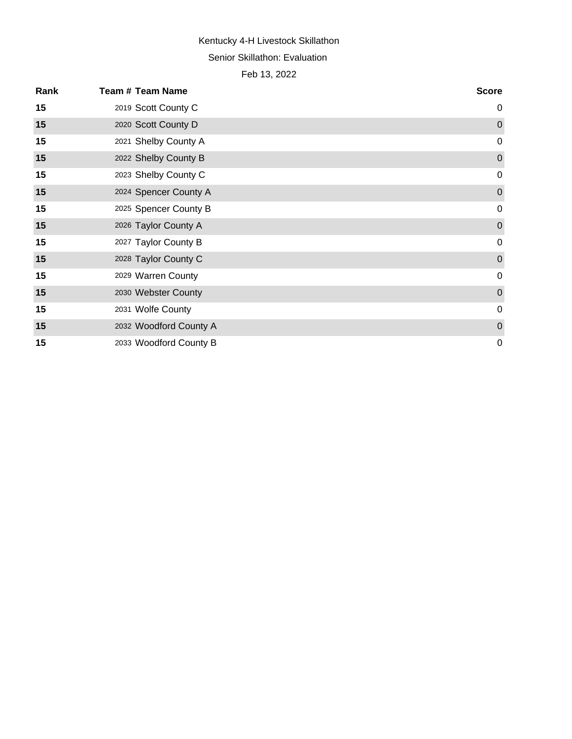Kentucky 4-H Livestock Skillathon

Senior Skillathon: Evaluation

Feb 13, 2022

| Rank | Team # | Team Name | Score |
|---|---|---|---|
| **15** | 2019 | Scott County C | 0 |
| **15** | 2020 | Scott County D | 0 |
| **15** | 2021 | Shelby County A | 0 |
| **15** | 2022 | Shelby County B | 0 |
| **15** | 2023 | Shelby County C | 0 |
| **15** | 2024 | Spencer County A | 0 |
| **15** | 2025 | Spencer County B | 0 |
| **15** | 2026 | Taylor County A | 0 |
| **15** | 2027 | Taylor County B | 0 |
| **15** | 2028 | Taylor County C | 0 |
| **15** | 2029 | Warren County | 0 |
| **15** | 2030 | Webster County | 0 |
| **15** | 2031 | Wolfe County | 0 |
| **15** | 2032 | Woodford County A | 0 |
| **15** | 2033 | Woodford County B | 0 |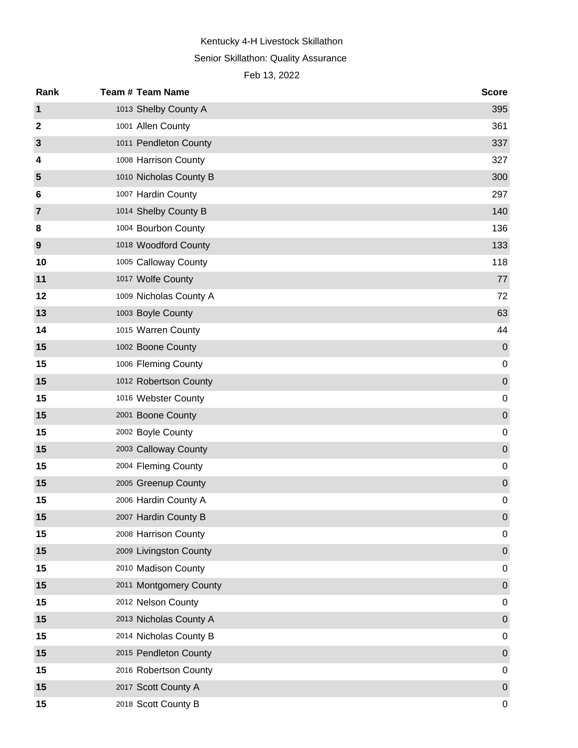Kentucky 4-H Livestock Skillathon

Senior Skillathon: Quality Assurance

Feb 13, 2022

| Rank | Team # | Team Name | Score |
|---|---|---|---|
| 1 | 1013 | Shelby County A | 395 |
| 2 | 1001 | Allen County | 361 |
| 3 | 1011 | Pendleton County | 337 |
| 4 | 1008 | Harrison County | 327 |
| 5 | 1010 | Nicholas County B | 300 |
| 6 | 1007 | Hardin County | 297 |
| 7 | 1014 | Shelby County B | 140 |
| 8 | 1004 | Bourbon County | 136 |
| 9 | 1018 | Woodford County | 133 |
| 10 | 1005 | Calloway County | 118 |
| 11 | 1017 | Wolfe County | 77 |
| 12 | 1009 | Nicholas County A | 72 |
| 13 | 1003 | Boyle County | 63 |
| 14 | 1015 | Warren County | 44 |
| 15 | 1002 | Boone County | 0 |
| 15 | 1006 | Fleming County | 0 |
| 15 | 1012 | Robertson County | 0 |
| 15 | 1016 | Webster County | 0 |
| 15 | 2001 | Boone County | 0 |
| 15 | 2002 | Boyle County | 0 |
| 15 | 2003 | Calloway County | 0 |
| 15 | 2004 | Fleming County | 0 |
| 15 | 2005 | Greenup County | 0 |
| 15 | 2006 | Hardin County A | 0 |
| 15 | 2007 | Hardin County B | 0 |
| 15 | 2008 | Harrison County | 0 |
| 15 | 2009 | Livingston County | 0 |
| 15 | 2010 | Madison County | 0 |
| 15 | 2011 | Montgomery County | 0 |
| 15 | 2012 | Nelson County | 0 |
| 15 | 2013 | Nicholas County A | 0 |
| 15 | 2014 | Nicholas County B | 0 |
| 15 | 2015 | Pendleton County | 0 |
| 15 | 2016 | Robertson County | 0 |
| 15 | 2017 | Scott County A | 0 |
| 15 | 2018 | Scott County B | 0 |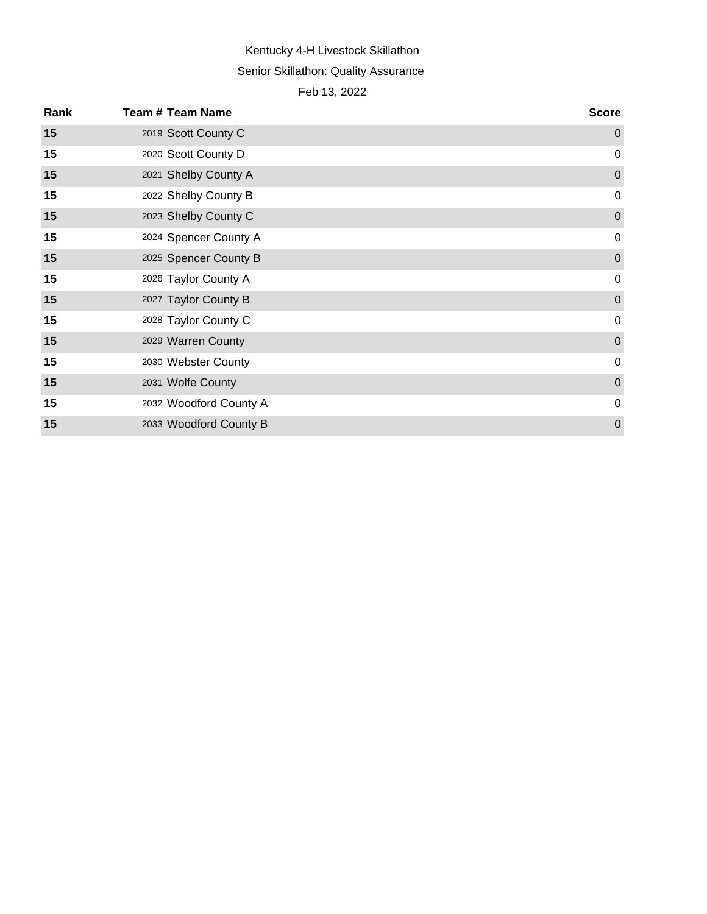Kentucky 4-H Livestock Skillathon

Senior Skillathon: Quality Assurance

Feb 13, 2022

| Rank | Team # | Team Name | Score |
| --- | --- | --- | --- |
| 15 | 2019 | Scott County C | 0 |
| 15 | 2020 | Scott County D | 0 |
| 15 | 2021 | Shelby County A | 0 |
| 15 | 2022 | Shelby County B | 0 |
| 15 | 2023 | Shelby County C | 0 |
| 15 | 2024 | Spencer County A | 0 |
| 15 | 2025 | Spencer County B | 0 |
| 15 | 2026 | Taylor County A | 0 |
| 15 | 2027 | Taylor County B | 0 |
| 15 | 2028 | Taylor County C | 0 |
| 15 | 2029 | Warren County | 0 |
| 15 | 2030 | Webster County | 0 |
| 15 | 2031 | Wolfe County | 0 |
| 15 | 2032 | Woodford County A | 0 |
| 15 | 2033 | Woodford County B | 0 |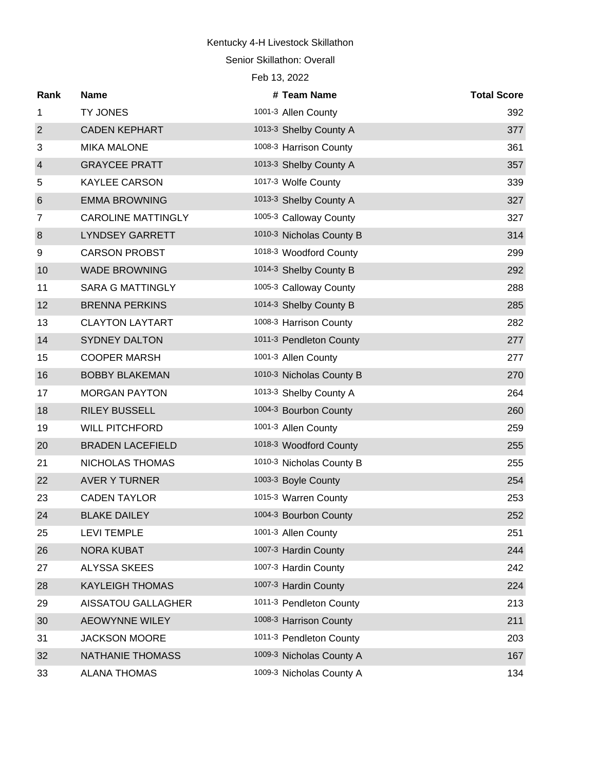Kentucky 4-H Livestock Skillathon

Senior Skillathon: Overall

Feb 13, 2022

| Rank | Name | # | Team Name | Total Score |
|---|---|---|---|---|
| 1 | TY JONES | 1001-3 | Allen County | 392 |
| 2 | CADEN KEPHART | 1013-3 | Shelby County A | 377 |
| 3 | MIKA MALONE | 1008-3 | Harrison County | 361 |
| 4 | GRAYCEE PRATT | 1013-3 | Shelby County A | 357 |
| 5 | KAYLEE CARSON | 1017-3 | Wolfe County | 339 |
| 6 | EMMA BROWNING | 1013-3 | Shelby County A | 327 |
| 7 | CAROLINE MATTINGLY | 1005-3 | Calloway County | 327 |
| 8 | LYNDSEY GARRETT | 1010-3 | Nicholas County B | 314 |
| 9 | CARSON PROBST | 1018-3 | Woodford County | 299 |
| 10 | WADE BROWNING | 1014-3 | Shelby County B | 292 |
| 11 | SARA G MATTINGLY | 1005-3 | Calloway County | 288 |
| 12 | BRENNA PERKINS | 1014-3 | Shelby County B | 285 |
| 13 | CLAYTON LAYTART | 1008-3 | Harrison County | 282 |
| 14 | SYDNEY DALTON | 1011-3 | Pendleton County | 277 |
| 15 | COOPER MARSH | 1001-3 | Allen County | 277 |
| 16 | BOBBY BLAKEMAN | 1010-3 | Nicholas County B | 270 |
| 17 | MORGAN PAYTON | 1013-3 | Shelby County A | 264 |
| 18 | RILEY BUSSELL | 1004-3 | Bourbon County | 260 |
| 19 | WILL PITCHFORD | 1001-3 | Allen County | 259 |
| 20 | BRADEN LACEFIELD | 1018-3 | Woodford County | 255 |
| 21 | NICHOLAS THOMAS | 1010-3 | Nicholas County B | 255 |
| 22 | AVER Y TURNER | 1003-3 | Boyle County | 254 |
| 23 | CADEN TAYLOR | 1015-3 | Warren County | 253 |
| 24 | BLAKE DAILEY | 1004-3 | Bourbon County | 252 |
| 25 | LEVI TEMPLE | 1001-3 | Allen County | 251 |
| 26 | NORA KUBAT | 1007-3 | Hardin County | 244 |
| 27 | ALYSSA SKEES | 1007-3 | Hardin County | 242 |
| 28 | KAYLEIGH THOMAS | 1007-3 | Hardin County | 224 |
| 29 | AISSATOU GALLAGHER | 1011-3 | Pendleton County | 213 |
| 30 | AEOWYNNE WILEY | 1008-3 | Harrison County | 211 |
| 31 | JACKSON MOORE | 1011-3 | Pendleton County | 203 |
| 32 | NATHANIE THOMASS | 1009-3 | Nicholas County A | 167 |
| 33 | ALANA THOMAS | 1009-3 | Nicholas County A | 134 |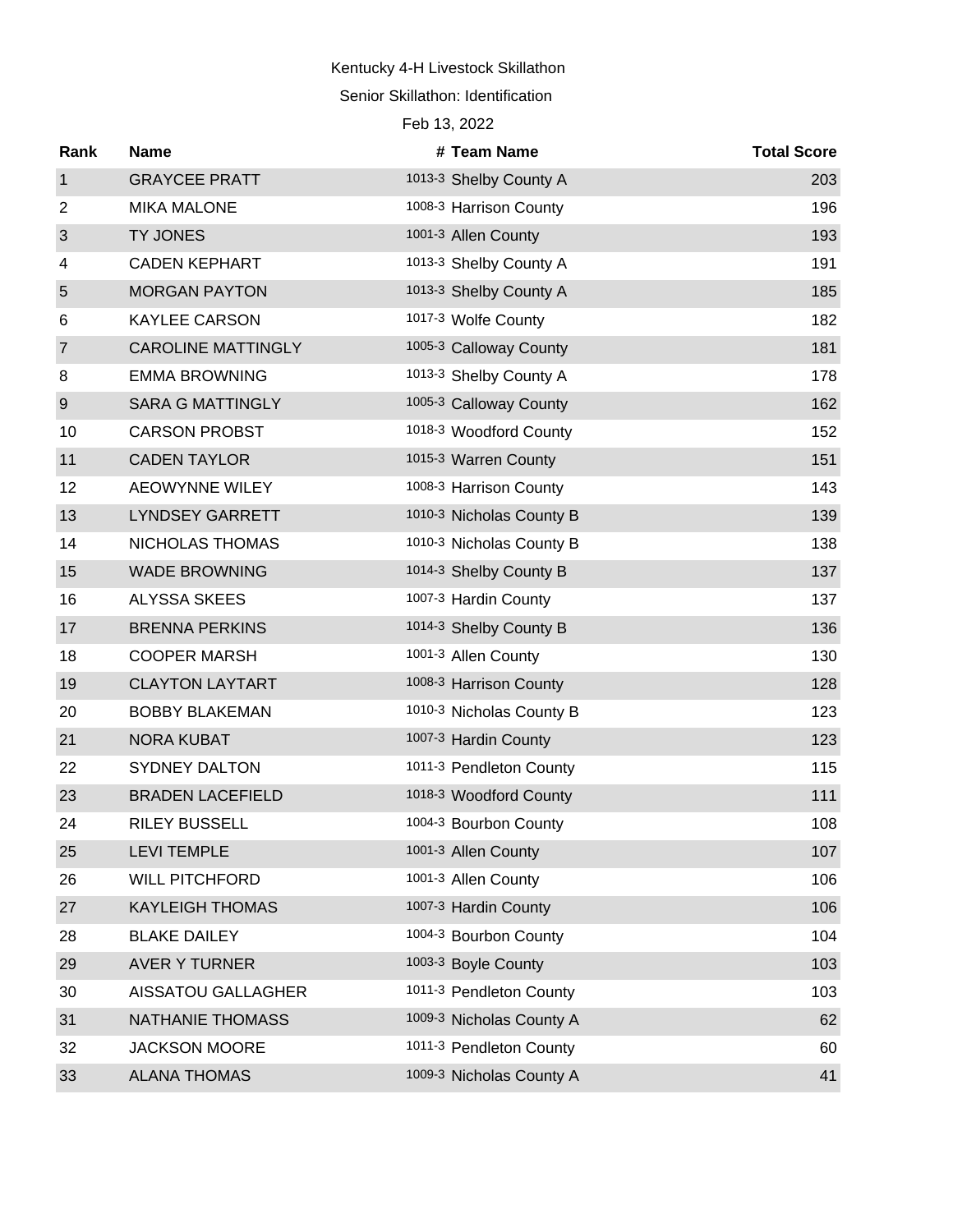Kentucky 4-H Livestock Skillathon

Senior Skillathon: Identification

Feb 13, 2022

| Rank | Name | # | Team Name | Total Score |
| --- | --- | --- | --- | --- |
| 1 | GRAYCEE PRATT | 1013-3 | Shelby County A | 203 |
| 2 | MIKA MALONE | 1008-3 | Harrison County | 196 |
| 3 | TY JONES | 1001-3 | Allen County | 193 |
| 4 | CADEN KEPHART | 1013-3 | Shelby County A | 191 |
| 5 | MORGAN PAYTON | 1013-3 | Shelby County A | 185 |
| 6 | KAYLEE CARSON | 1017-3 | Wolfe County | 182 |
| 7 | CAROLINE MATTINGLY | 1005-3 | Calloway County | 181 |
| 8 | EMMA BROWNING | 1013-3 | Shelby County A | 178 |
| 9 | SARA G MATTINGLY | 1005-3 | Calloway County | 162 |
| 10 | CARSON PROBST | 1018-3 | Woodford County | 152 |
| 11 | CADEN TAYLOR | 1015-3 | Warren County | 151 |
| 12 | AEOWYNNE WILEY | 1008-3 | Harrison County | 143 |
| 13 | LYNDSEY GARRETT | 1010-3 | Nicholas County B | 139 |
| 14 | NICHOLAS THOMAS | 1010-3 | Nicholas County B | 138 |
| 15 | WADE BROWNING | 1014-3 | Shelby County B | 137 |
| 16 | ALYSSA SKEES | 1007-3 | Hardin County | 137 |
| 17 | BRENNA PERKINS | 1014-3 | Shelby County B | 136 |
| 18 | COOPER MARSH | 1001-3 | Allen County | 130 |
| 19 | CLAYTON LAYTART | 1008-3 | Harrison County | 128 |
| 20 | BOBBY BLAKEMAN | 1010-3 | Nicholas County B | 123 |
| 21 | NORA KUBAT | 1007-3 | Hardin County | 123 |
| 22 | SYDNEY DALTON | 1011-3 | Pendleton County | 115 |
| 23 | BRADEN LACEFIELD | 1018-3 | Woodford County | 111 |
| 24 | RILEY BUSSELL | 1004-3 | Bourbon County | 108 |
| 25 | LEVI TEMPLE | 1001-3 | Allen County | 107 |
| 26 | WILL PITCHFORD | 1001-3 | Allen County | 106 |
| 27 | KAYLEIGH THOMAS | 1007-3 | Hardin County | 106 |
| 28 | BLAKE DAILEY | 1004-3 | Bourbon County | 104 |
| 29 | AVER Y TURNER | 1003-3 | Boyle County | 103 |
| 30 | AISSATOU GALLAGHER | 1011-3 | Pendleton County | 103 |
| 31 | NATHANIE THOMASS | 1009-3 | Nicholas County A | 62 |
| 32 | JACKSON MOORE | 1011-3 | Pendleton County | 60 |
| 33 | ALANA THOMAS | 1009-3 | Nicholas County A | 41 |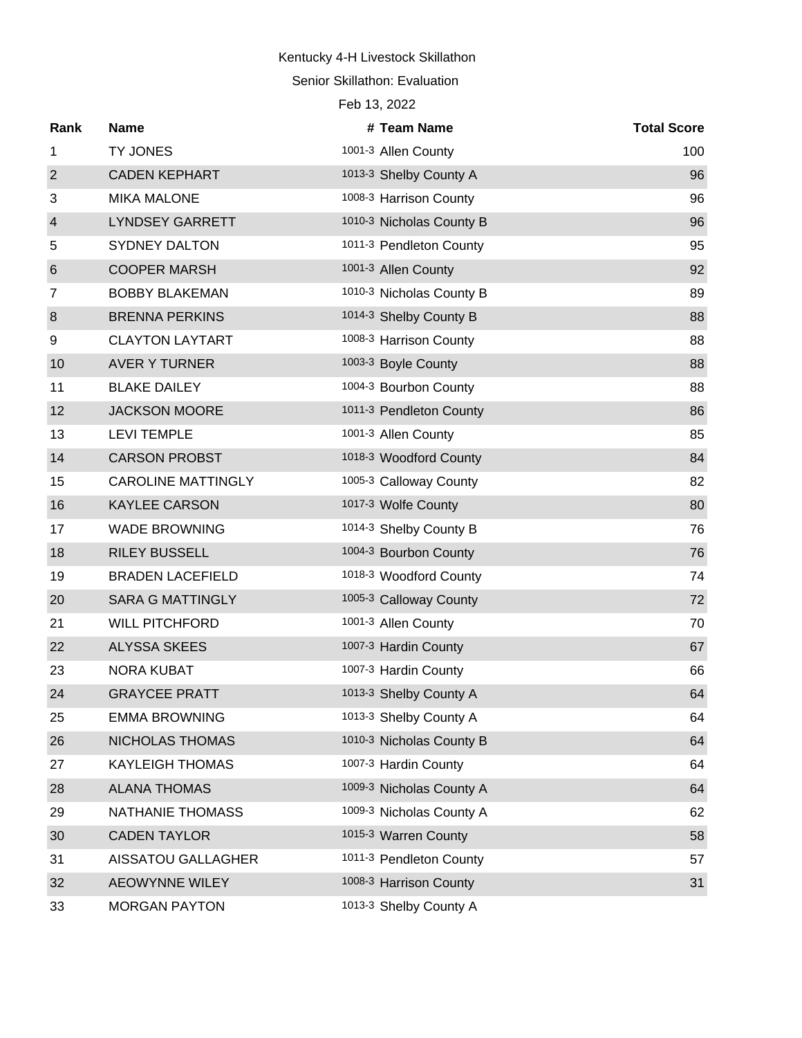Kentucky 4-H Livestock Skillathon

Senior Skillathon: Evaluation

Feb 13, 2022

| Rank | Name | # | Team Name | Total Score |
| --- | --- | --- | --- | --- |
| 1 | TY JONES | 1001-3 | Allen County | 100 |
| 2 | CADEN KEPHART | 1013-3 | Shelby County A | 96 |
| 3 | MIKA MALONE | 1008-3 | Harrison County | 96 |
| 4 | LYNDSEY GARRETT | 1010-3 | Nicholas County B | 96 |
| 5 | SYDNEY DALTON | 1011-3 | Pendleton County | 95 |
| 6 | COOPER MARSH | 1001-3 | Allen County | 92 |
| 7 | BOBBY BLAKEMAN | 1010-3 | Nicholas County B | 89 |
| 8 | BRENNA PERKINS | 1014-3 | Shelby County B | 88 |
| 9 | CLAYTON LAYTART | 1008-3 | Harrison County | 88 |
| 10 | AVER Y TURNER | 1003-3 | Boyle County | 88 |
| 11 | BLAKE DAILEY | 1004-3 | Bourbon County | 88 |
| 12 | JACKSON MOORE | 1011-3 | Pendleton County | 86 |
| 13 | LEVI TEMPLE | 1001-3 | Allen County | 85 |
| 14 | CARSON PROBST | 1018-3 | Woodford County | 84 |
| 15 | CAROLINE MATTINGLY | 1005-3 | Calloway County | 82 |
| 16 | KAYLEE CARSON | 1017-3 | Wolfe County | 80 |
| 17 | WADE BROWNING | 1014-3 | Shelby County B | 76 |
| 18 | RILEY BUSSELL | 1004-3 | Bourbon County | 76 |
| 19 | BRADEN LACEFIELD | 1018-3 | Woodford County | 74 |
| 20 | SARA G MATTINGLY | 1005-3 | Calloway County | 72 |
| 21 | WILL PITCHFORD | 1001-3 | Allen County | 70 |
| 22 | ALYSSA SKEES | 1007-3 | Hardin County | 67 |
| 23 | NORA KUBAT | 1007-3 | Hardin County | 66 |
| 24 | GRAYCEE PRATT | 1013-3 | Shelby County A | 64 |
| 25 | EMMA BROWNING | 1013-3 | Shelby County A | 64 |
| 26 | NICHOLAS THOMAS | 1010-3 | Nicholas County B | 64 |
| 27 | KAYLEIGH THOMAS | 1007-3 | Hardin County | 64 |
| 28 | ALANA THOMAS | 1009-3 | Nicholas County A | 64 |
| 29 | NATHANIE THOMASS | 1009-3 | Nicholas County A | 62 |
| 30 | CADEN TAYLOR | 1015-3 | Warren County | 58 |
| 31 | AISSATOU GALLAGHER | 1011-3 | Pendleton County | 57 |
| 32 | AEOWYNNE WILEY | 1008-3 | Harrison County | 31 |
| 33 | MORGAN PAYTON | 1013-3 | Shelby County A | |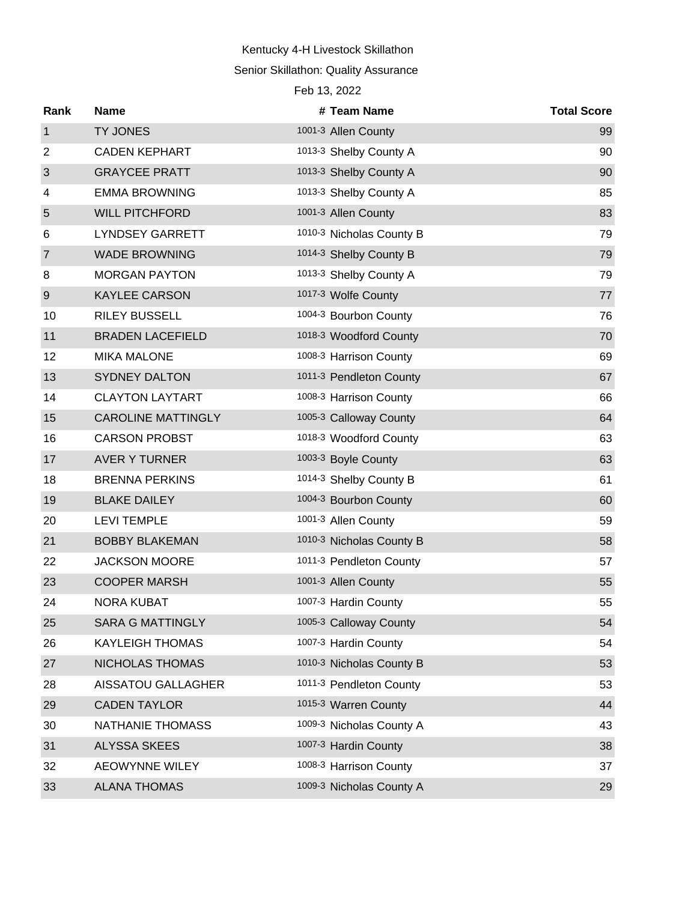Kentucky 4-H Livestock Skillathon

Senior Skillathon: Quality Assurance

Feb 13, 2022

| Rank | Name | # | Team Name | Total Score |
|---|---|---|---|---|
| 1 | TY JONES | 1001-3 | Allen County | 99 |
| 2 | CADEN KEPHART | 1013-3 | Shelby County A | 90 |
| 3 | GRAYCEE PRATT | 1013-3 | Shelby County A | 90 |
| 4 | EMMA BROWNING | 1013-3 | Shelby County A | 85 |
| 5 | WILL PITCHFORD | 1001-3 | Allen County | 83 |
| 6 | LYNDSEY GARRETT | 1010-3 | Nicholas County B | 79 |
| 7 | WADE BROWNING | 1014-3 | Shelby County B | 79 |
| 8 | MORGAN PAYTON | 1013-3 | Shelby County A | 79 |
| 9 | KAYLEE CARSON | 1017-3 | Wolfe County | 77 |
| 10 | RILEY BUSSELL | 1004-3 | Bourbon County | 76 |
| 11 | BRADEN LACEFIELD | 1018-3 | Woodford County | 70 |
| 12 | MIKA MALONE | 1008-3 | Harrison County | 69 |
| 13 | SYDNEY DALTON | 1011-3 | Pendleton County | 67 |
| 14 | CLAYTON LAYTART | 1008-3 | Harrison County | 66 |
| 15 | CAROLINE MATTINGLY | 1005-3 | Calloway County | 64 |
| 16 | CARSON PROBST | 1018-3 | Woodford County | 63 |
| 17 | AVER Y TURNER | 1003-3 | Boyle County | 63 |
| 18 | BRENNA PERKINS | 1014-3 | Shelby County B | 61 |
| 19 | BLAKE DAILEY | 1004-3 | Bourbon County | 60 |
| 20 | LEVI TEMPLE | 1001-3 | Allen County | 59 |
| 21 | BOBBY BLAKEMAN | 1010-3 | Nicholas County B | 58 |
| 22 | JACKSON MOORE | 1011-3 | Pendleton County | 57 |
| 23 | COOPER MARSH | 1001-3 | Allen County | 55 |
| 24 | NORA KUBAT | 1007-3 | Hardin County | 55 |
| 25 | SARA G MATTINGLY | 1005-3 | Calloway County | 54 |
| 26 | KAYLEIGH THOMAS | 1007-3 | Hardin County | 54 |
| 27 | NICHOLAS THOMAS | 1010-3 | Nicholas County B | 53 |
| 28 | AISSATOU GALLAGHER | 1011-3 | Pendleton County | 53 |
| 29 | CADEN TAYLOR | 1015-3 | Warren County | 44 |
| 30 | NATHANIE THOMASS | 1009-3 | Nicholas County A | 43 |
| 31 | ALYSSA SKEES | 1007-3 | Hardin County | 38 |
| 32 | AEOWYNNE WILEY | 1008-3 | Harrison County | 37 |
| 33 | ALANA THOMAS | 1009-3 | Nicholas County A | 29 |